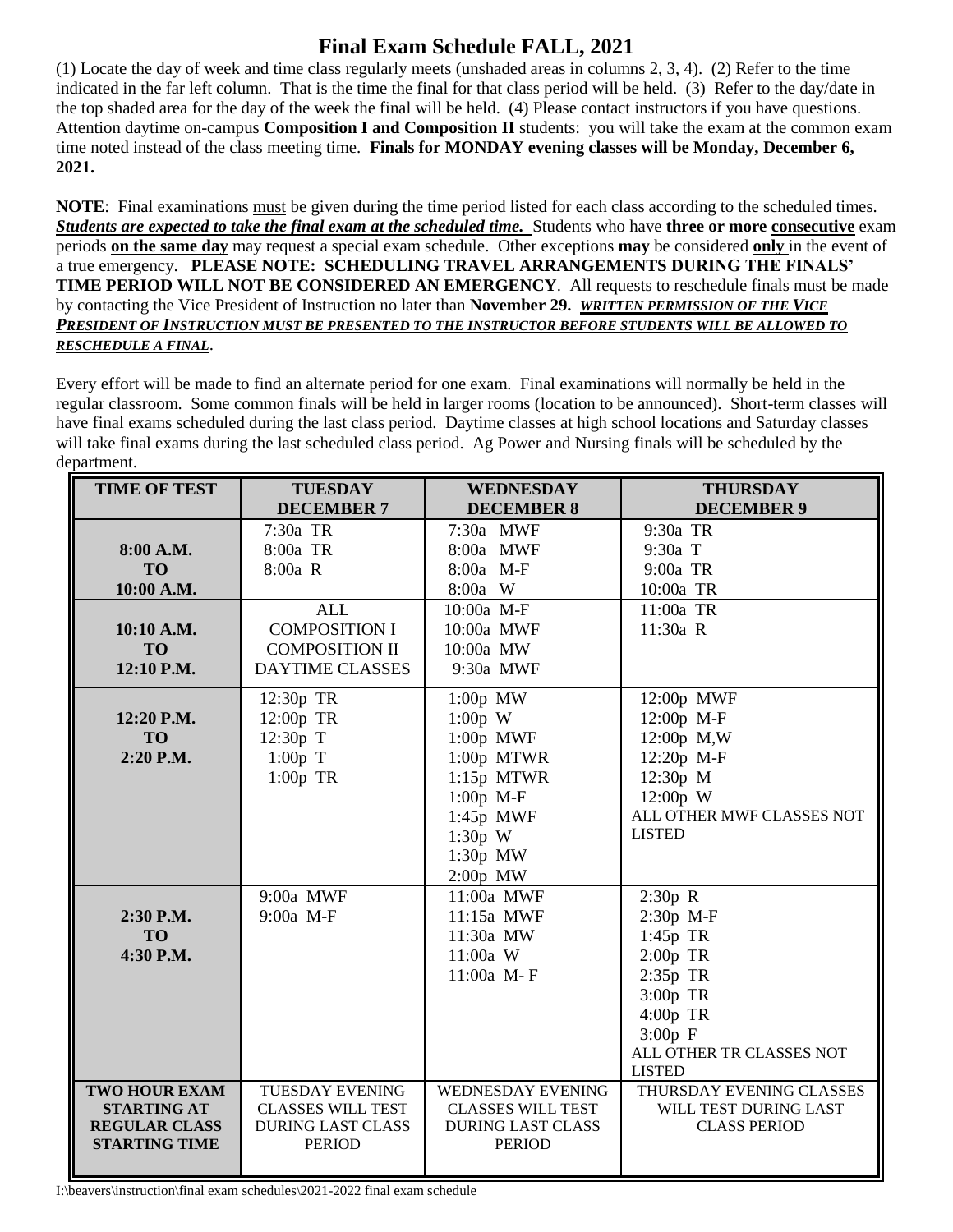# Final Exam Schedule FALL, 2021

(1) Locate the day of week and time class regularly meets (unshaded areas in columns 2, 3, 4). (2) Refer to the time indicated in the far left column. That is the time the final for that class period will be held. (3) Refer to the day/date in the top shaded area for the day of the week the final will be held. (4) Please contact instructors if you have questions. Attention daytime on-campus **Composition I and Composition II** students: you will take the exam at the common exam time noted instead of the class meeting time. **Finals for MONDAY evening classes will be Monday, December 6, 2021.**

**NOTE**: Final examinations must be given during the time period listed for each class according to the scheduled times. ***Students are expected to take the final exam at the scheduled time.*** Students who have **three or more consecutive** exam periods **on the same day** may request a special exam schedule. Other exceptions **may** be considered **only** in the event of a true emergency. **PLEASE NOTE: SCHEDULING TRAVEL ARRANGEMENTS DURING THE FINALS' TIME PERIOD WILL NOT BE CONSIDERED AN EMERGENCY**. All requests to reschedule finals must be made by contacting the Vice President of Instruction no later than **November 29.** ***WRITTEN PERMISSION OF THE VICE PRESIDENT OF INSTRUCTION MUST BE PRESENTED TO THE INSTRUCTOR BEFORE STUDENTS WILL BE ALLOWED TO RESCHEDULE A FINAL.***

Every effort will be made to find an alternate period for one exam. Final examinations will normally be held in the regular classroom. Some common finals will be held in larger rooms (location to be announced). Short-term classes will have final exams scheduled during the last class period. Daytime classes at high school locations and Saturday classes will take final exams during the last scheduled class period. Ag Power and Nursing finals will be scheduled by the department.

| TIME OF TEST | TUESDAY DECEMBER 7 | WEDNESDAY DECEMBER 8 | THURSDAY DECEMBER 9 |
|---|---|---|---|
| 8:00 A.M. TO 10:00 A.M. | 7:30a TR<br>8:00a TR<br>8:00a R | 7:30a MWF<br>8:00a MWF<br>8:00a M-F<br>8:00a W | 9:30a TR<br>9:30a T<br>9:00a TR<br>10:00a TR |
| 10:10 A.M. TO 12:10 P.M. | ALL COMPOSITION I COMPOSITION II DAYTIME CLASSES | 10:00a M-F<br>10:00a MWF<br>10:00a MW<br>9:30a MWF | 11:00a TR<br>11:30a R |
| 12:20 P.M. TO 2:20 P.M. | 12:30p TR<br>12:00p TR<br>12:30p T<br>1:00p T<br>1:00p TR | 1:00p MW<br>1:00p W<br>1:00p MWF<br>1:00p MTWR<br>1:15p MTWR<br>1:00p M-F<br>1:45p MWF<br>1:30p W<br>1:30p MW<br>2:00p MW | 12:00p MWF<br>12:00p M-F<br>12:00p M,W<br>12:20p M-F<br>12:30p M<br>12:00p W<br>ALL OTHER MWF CLASSES NOT LISTED |
| 2:30 P.M. TO 4:30 P.M. | 9:00a MWF<br>9:00a M-F | 11:00a MWF<br>11:15a MWF<br>11:30a MW<br>11:00a W<br>11:00a M- F | 2:30p R<br>2:30p M-F<br>1:45p TR<br>2:00p TR<br>2:35p TR<br>3:00p TR<br>4:00p TR<br>3:00p F<br>ALL OTHER TR CLASSES NOT LISTED |
| **TWO HOUR EXAM STARTING AT REGULAR CLASS STARTING TIME** | TUESDAY EVENING CLASSES WILL TEST DURING LAST CLASS PERIOD | WEDNESDAY EVENING CLASSES WILL TEST DURING LAST CLASS PERIOD | THURSDAY EVENING CLASSES WILL TEST DURING LAST CLASS PERIOD |

I:\beavers\instruction\final exam schedules\2021-2022 final exam schedule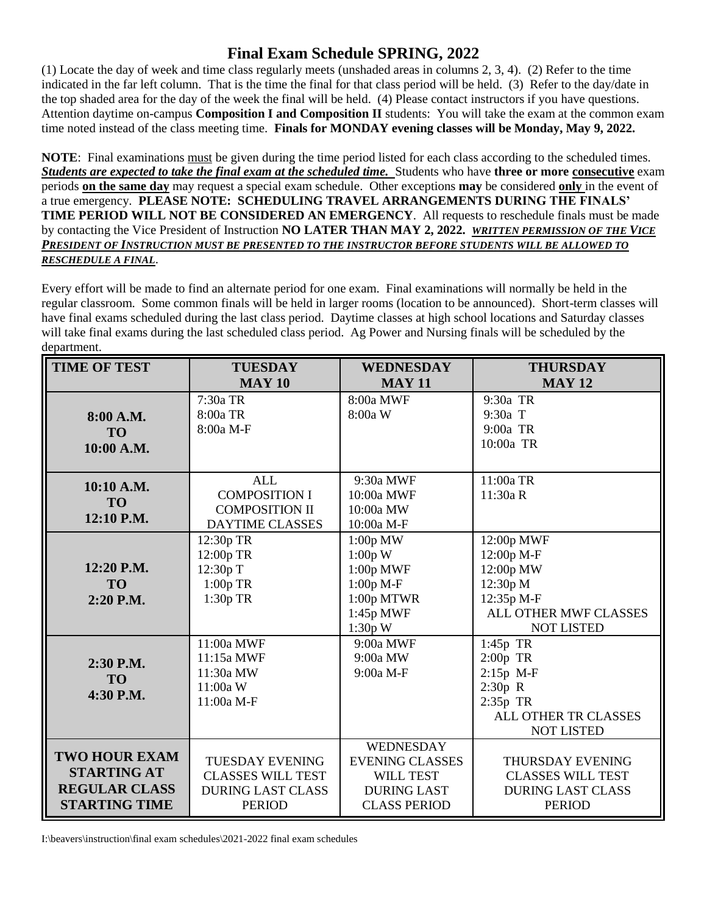# Final Exam Schedule SPRING, 2022

(1) Locate the day of week and time class regularly meets (unshaded areas in columns 2, 3, 4). (2) Refer to the time indicated in the far left column. That is the time the final for that class period will be held. (3) Refer to the day/date in the top shaded area for the day of the week the final will be held. (4) Please contact instructors if you have questions. Attention daytime on-campus **Composition I and Composition II** students: You will take the exam at the common exam time noted instead of the class meeting time. **Finals for MONDAY evening classes will be Monday, May 9, 2022.**

**NOTE**: Final examinations must be given during the time period listed for each class according to the scheduled times. ***Students are expected to take the final exam at the scheduled time.*** Students who have **three or more consecutive** exam periods **on the same day** may request a special exam schedule. Other exceptions **may** be considered **only** in the event of a true emergency. **PLEASE NOTE: SCHEDULING TRAVEL ARRANGEMENTS DURING THE FINALS' TIME PERIOD WILL NOT BE CONSIDERED AN EMERGENCY**. All requests to reschedule finals must be made by contacting the Vice President of Instruction **NO LATER THAN MAY 2, 2022.** ***WRITTEN PERMISSION OF THE VICE PRESIDENT OF INSTRUCTION MUST BE PRESENTED TO THE INSTRUCTOR BEFORE STUDENTS WILL BE ALLOWED TO RESCHEDULE A FINAL.***

Every effort will be made to find an alternate period for one exam. Final examinations will normally be held in the regular classroom. Some common finals will be held in larger rooms (location to be announced). Short-term classes will have final exams scheduled during the last class period. Daytime classes at high school locations and Saturday classes will take final exams during the last scheduled class period. Ag Power and Nursing finals will be scheduled by the department.

| TIME OF TEST | TUESDAY MAY 10 | WEDNESDAY MAY 11 | THURSDAY MAY 12 |
|---|---|---|---|
| **8:00 A.M. TO 10:00 A.M.** | 7:30a TR<br>8:00a TR<br>8:00a M-F | 8:00a MWF<br>8:00a W | 9:30a TR<br>9:30a T<br>9:00a TR<br>10:00a TR |
| **10:10 A.M. TO 12:10 P.M.** | ALL COMPOSITION I COMPOSITION II DAYTIME CLASSES | 9:30a MWF<br>10:00a MWF<br>10:00a MW<br>10:00a M-F | 11:00a TR<br>11:30a R |
| **12:20 P.M. TO 2:20 P.M.** | 12:30p TR<br>12:00p TR<br>12:30p T<br>1:00p TR<br>1:30p TR | 1:00p MW<br>1:00p W<br>1:00p MWF<br>1:00p M-F<br>1:00p MTWR<br>1:45p MWF<br>1:30p W | 12:00p MWF<br>12:00p M-F<br>12:00p MW<br>12:30p M<br>12:35p M-F<br>ALL OTHER MWF CLASSES NOT LISTED |
| **2:30 P.M. TO 4:30 P.M.** | 11:00a MWF<br>11:15a MWF<br>11:30a MW<br>11:00a W<br>11:00a M-F | 9:00a MWF<br>9:00a MW<br>9:00a M-F | 1:45p TR<br>2:00p TR<br>2:15p M-F<br>2:30p R<br>2:35p TR<br>ALL OTHER TR CLASSES NOT LISTED |
| **TWO HOUR EXAM STARTING AT REGULAR CLASS STARTING TIME** | TUESDAY EVENING CLASSES WILL TEST DURING LAST CLASS PERIOD | WEDNESDAY EVENING CLASSES WILL TEST DURING LAST CLASS PERIOD | THURSDAY EVENING CLASSES WILL TEST DURING LAST CLASS PERIOD |

I:\beavers\instruction\final exam schedules\2021-2022 final exam schedules